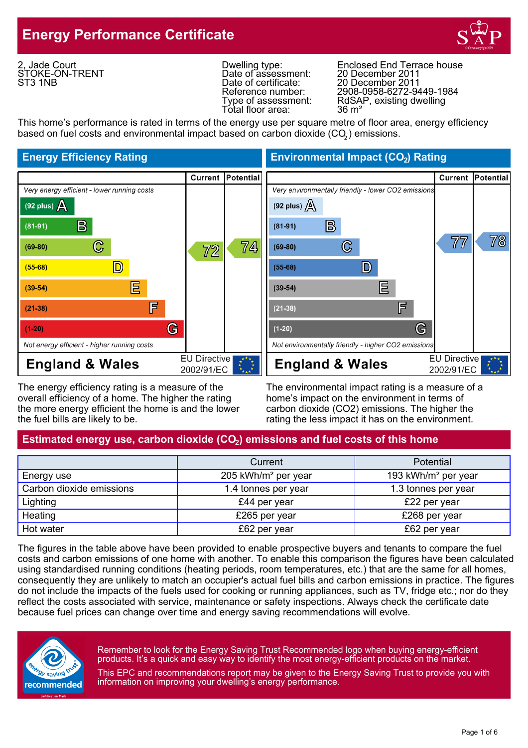# Energy Performance Certificate

2, Jade Court
STOKE-ON-TRENT
ST3 1NB

| | |
|---|---|
| Dwelling type: | Enclosed End Terrace house |
| Date of assessment: | 20 December 2011 |
| Date of certificate: | 20 December 2011 |
| Reference number: | 2908-0958-6272-9449-1984 |
| Type of assessment: | RdSAP, existing dwelling |
| Total floor area: | 36 m² |

This home's performance is rated in terms of the energy use per square metre of floor area, energy efficiency based on fuel costs and environmental impact based on carbon dioxide ($CO_2$) emissions.

## Energy Efficiency Rating

| | Current | Potential |
|---|---|---|
| *Very energy efficient - lower running costs* | | |
| (92 plus) A | | |
| (81-91) B | | |
| (69-80) C | 72 | 74 |
| (55-68) D | | |
| (39-54) E | | |
| (21-38) F | | |
| (1-20) G | | |
| *Not energy efficient - higher running costs* | | |
| **England & Wales** — EU Directive 2002/91/EC | | |

The energy efficiency rating is a measure of the overall efficiency of a home. The higher the rating the more energy efficient the home is and the lower the fuel bills are likely to be.

## Environmental Impact ($CO_2$) Rating

| | Current | Potential |
|---|---|---|
| *Very environmentally friendly - lower CO2 emissions* | | |
| (92 plus) A | | |
| (81-91) B | | |
| (69-80) C | 77 | 78 |
| (55-68) D | | |
| (39-54) E | | |
| (21-38) F | | |
| (1-20) G | | |
| *Not environmentally friendly - higher CO2 emissions* | | |
| **England & Wales** — EU Directive 2002/91/EC | | |

The environmental impact rating is a measure of a home's impact on the environment in terms of carbon dioxide (CO2) emissions. The higher the rating the less impact it has on the environment.

## Estimated energy use, carbon dioxide ($CO_2$) emissions and fuel costs of this home

| | Current | Potential |
|---|---|---|
| Energy use | 205 kWh/m² per year | 193 kWh/m² per year |
| Carbon dioxide emissions | 1.4 tonnes per year | 1.3 tonnes per year |
| Lighting | £44 per year | £22 per year |
| Heating | £265 per year | £268 per year |
| Hot water | £62 per year | £62 per year |

The figures in the table above have been provided to enable prospective buyers and tenants to compare the fuel costs and carbon emissions of one home with another. To enable this comparison the figures have been calculated using standardised running conditions (heating periods, room temperatures, etc.) that are the same for all homes, consequently they are unlikely to match an occupier's actual fuel bills and carbon emissions in practice. The figures do not include the impacts of the fuels used for cooking or running appliances, such as TV, fridge etc.; nor do they reflect the costs associated with service, maintenance or safety inspections. Always check the certificate date because fuel prices can change over time and energy saving recommendations will evolve.

Remember to look for the Energy Saving Trust Recommended logo when buying energy-efficient products. It's a quick and easy way to identify the most energy-efficient products on the market.

This EPC and recommendations report may be given to the Energy Saving Trust to provide you with information on improving your dwelling's energy performance.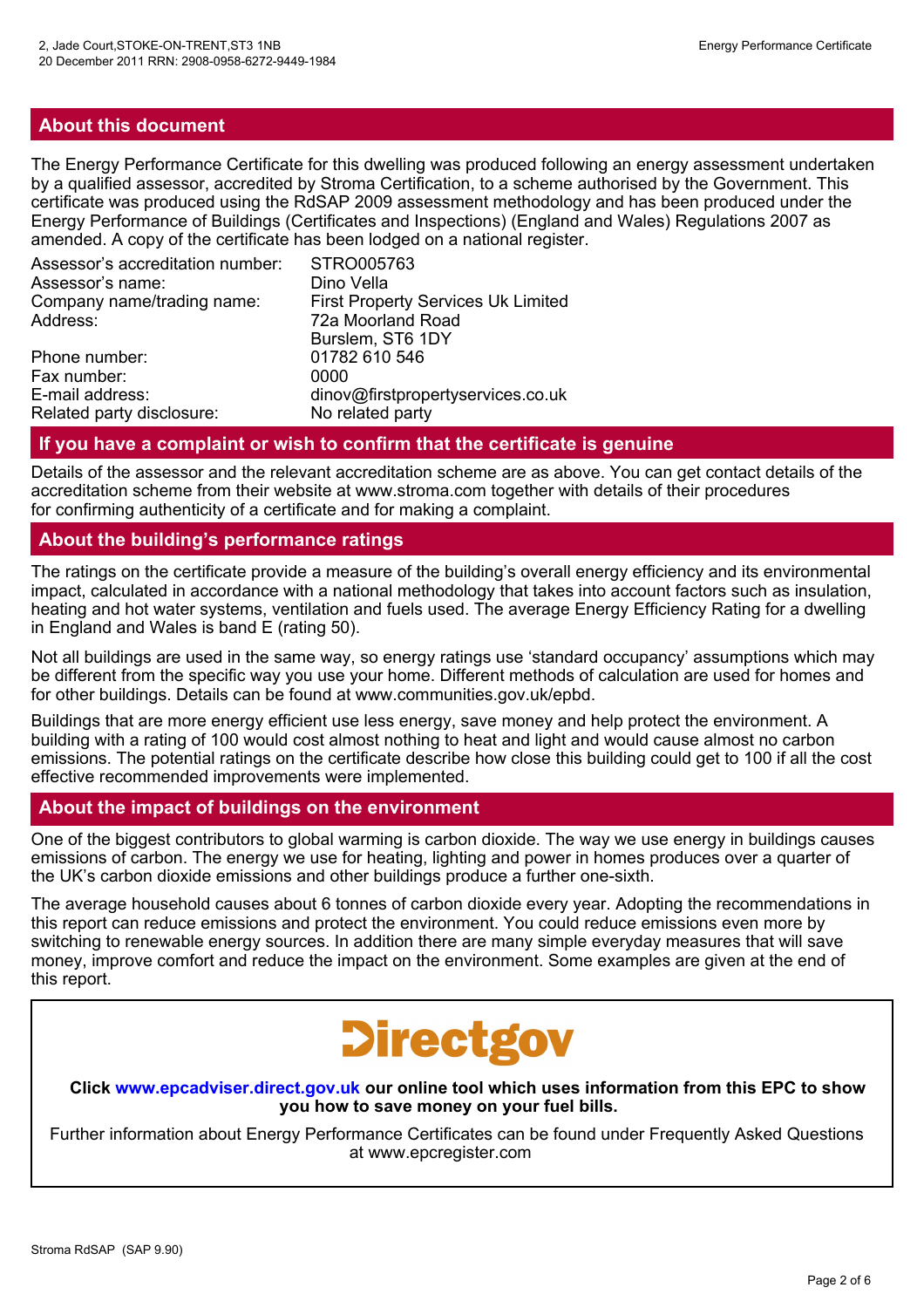## About this document

The Energy Performance Certificate for this dwelling was produced following an energy assessment undertaken by a qualified assessor, accredited by Stroma Certification, to a scheme authorised by the Government. This certificate was produced using the RdSAP 2009 assessment methodology and has been produced under the Energy Performance of Buildings (Certificates and Inspections) (England and Wales) Regulations 2007 as amended. A copy of the certificate has been lodged on a national register.

| | |
|---|---|
| Assessor's accreditation number: | STRO005763 |
| Assessor's name: | Dino Vella |
| Company name/trading name: | First Property Services Uk Limited |
| Address: | 72a Moorland Road<br>Burslem, ST6 1DY |
| Phone number: | 01782 610 546 |
| Fax number: | 0000 |
| E-mail address: | dinov@firstpropertyservices.co.uk |
| Related party disclosure: | No related party |

## If you have a complaint or wish to confirm that the certificate is genuine

Details of the assessor and the relevant accreditation scheme are as above. You can get contact details of the accreditation scheme from their website at www.stroma.com together with details of their procedures for confirming authenticity of a certificate and for making a complaint.

## About the building's performance ratings

The ratings on the certificate provide a measure of the building's overall energy efficiency and its environmental impact, calculated in accordance with a national methodology that takes into account factors such as insulation, heating and hot water systems, ventilation and fuels used. The average Energy Efficiency Rating for a dwelling in England and Wales is band E (rating 50).

Not all buildings are used in the same way, so energy ratings use 'standard occupancy' assumptions which may be different from the specific way you use your home. Different methods of calculation are used for homes and for other buildings. Details can be found at www.communities.gov.uk/epbd.

Buildings that are more energy efficient use less energy, save money and help protect the environment. A building with a rating of 100 would cost almost nothing to heat and light and would cause almost no carbon emissions. The potential ratings on the certificate describe how close this building could get to 100 if all the cost effective recommended improvements were implemented.

## About the impact of buildings on the environment

One of the biggest contributors to global warming is carbon dioxide. The way we use energy in buildings causes emissions of carbon. The energy we use for heating, lighting and power in homes produces over a quarter of the UK's carbon dioxide emissions and other buildings produce a further one-sixth.

The average household causes about 6 tonnes of carbon dioxide every year. Adopting the recommendations in this report can reduce emissions and protect the environment. You could reduce emissions even more by switching to renewable energy sources. In addition there are many simple everyday measures that will save money, improve comfort and reduce the impact on the environment. Some examples are given at the end of this report.

Directgov

**Click www.epcadviser.direct.gov.uk our online tool which uses information from this EPC to show you how to save money on your fuel bills.**

Further information about Energy Performance Certificates can be found under Frequently Asked Questions at www.epcregister.com

Stroma RdSAP (SAP 9.90)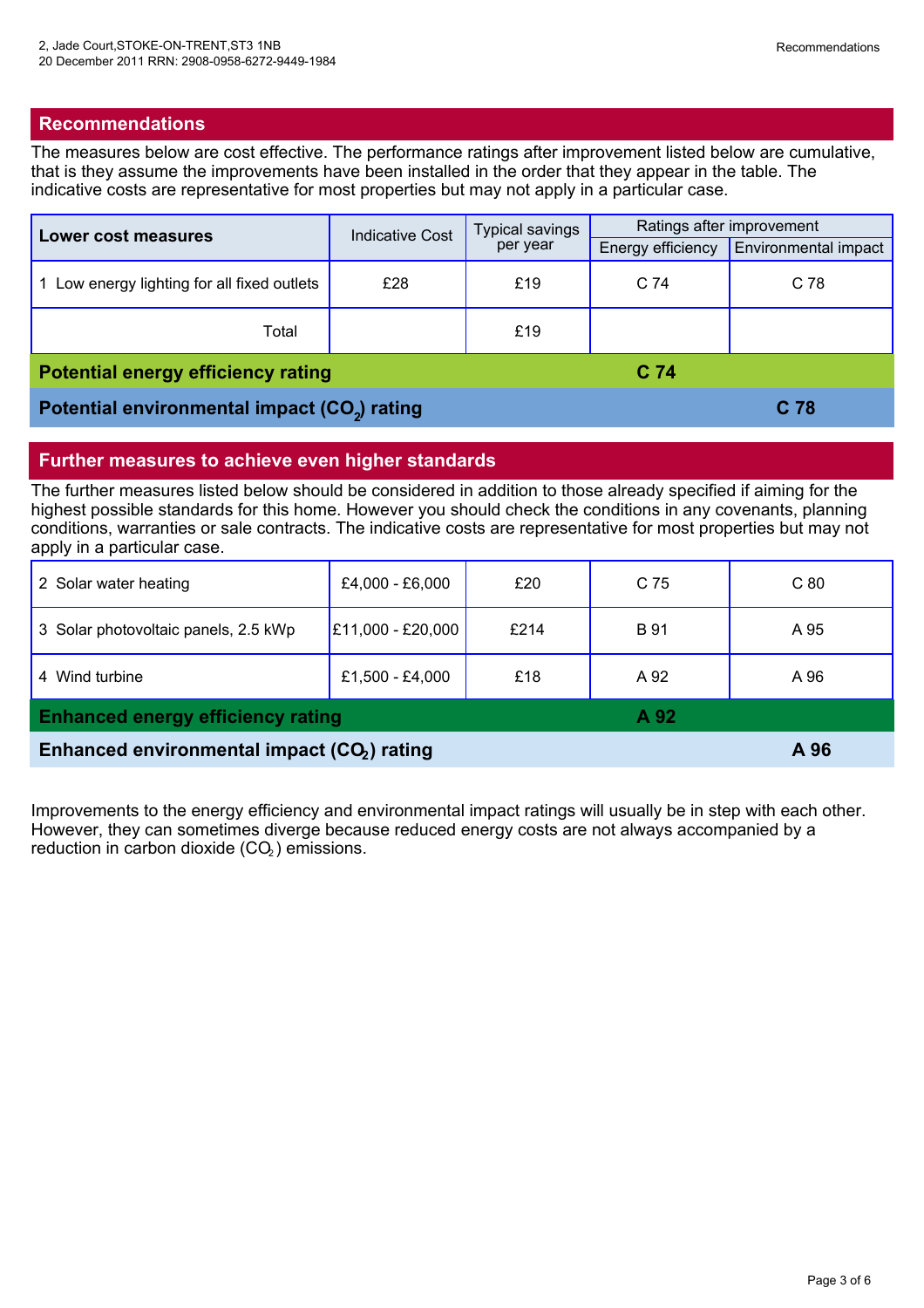## Recommendations

The measures below are cost effective. The performance ratings after improvement listed below are cumulative, that is they assume the improvements have been installed in the order that they appear in the table. The indicative costs are representative for most properties but may not apply in a particular case.

| Lower cost measures | Indicative Cost | Typical savings per year | Ratings after improvement | |
|---|---|---|---|---|
| | | | Energy efficiency | Environmental impact |
| 1 Low energy lighting for all fixed outlets | £28 | £19 | C 74 | C 78 |
| Total | | £19 | | |
| **Potential energy efficiency rating** | | | **C 74** | |
| **Potential environmental impact ($CO_2$) rating** | | | | **C 78** |

## Further measures to achieve even higher standards

The further measures listed below should be considered in addition to those already specified if aiming for the highest possible standards for this home. However you should check the conditions in any covenants, planning conditions, warranties or sale contracts. The indicative costs are representative for most properties but may not apply in a particular case.

| Measure | Indicative Cost | Typical savings per year | Energy efficiency | Environmental impact |
|---|---|---|---|---|
| 2 Solar water heating | £4,000 - £6,000 | £20 | C 75 | C 80 |
| 3 Solar photovoltaic panels, 2.5 kWp | £11,000 - £20,000 | £214 | B 91 | A 95 |
| 4 Wind turbine | £1,500 - £4,000 | £18 | A 92 | A 96 |
| **Enhanced energy efficiency rating** | | | **A 92** | |
| **Enhanced environmental impact ($CO_2$) rating** | | | | **A 96** |

Improvements to the energy efficiency and environmental impact ratings will usually be in step with each other. However, they can sometimes diverge because reduced energy costs are not always accompanied by a reduction in carbon dioxide ($CO_2$) emissions.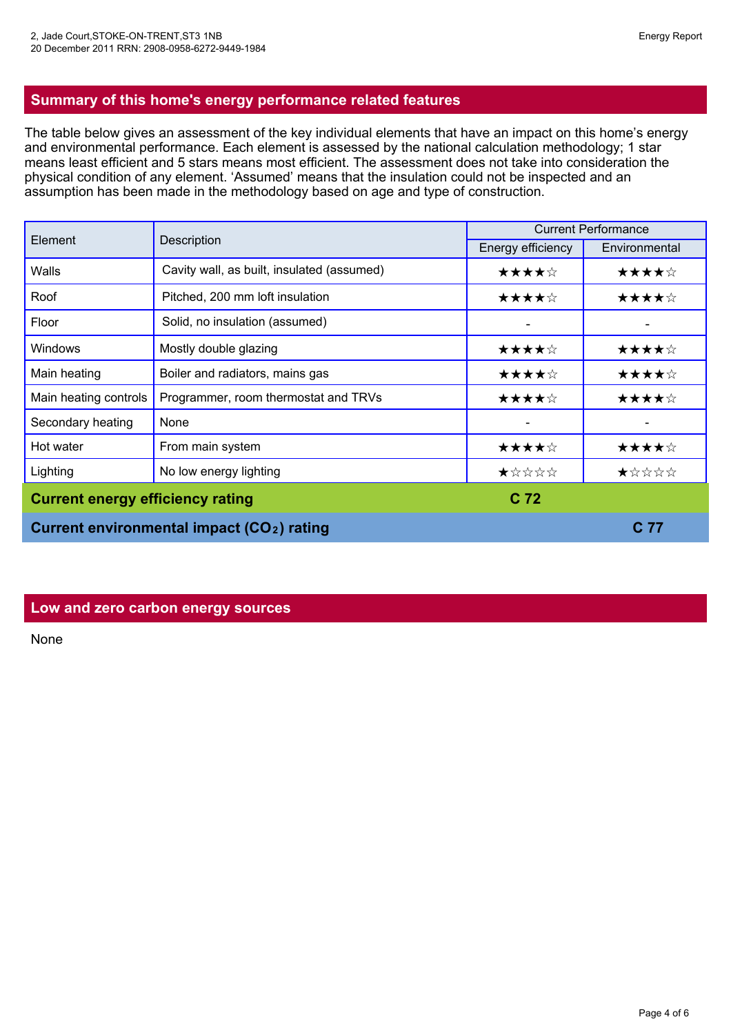## Summary of this home's energy performance related features

The table below gives an assessment of the key individual elements that have an impact on this home's energy and environmental performance. Each element is assessed by the national calculation methodology; 1 star means least efficient and 5 stars means most efficient. The assessment does not take into consideration the physical condition of any element. 'Assumed' means that the insulation could not be inspected and an assumption has been made in the methodology based on age and type of construction.

| Element | Description | Current Performance | |
|---|---|---|---|
| | | Energy efficiency | Environmental |
| Walls | Cavity wall, as built, insulated (assumed) | ★★★★☆ | ★★★★☆ |
| Roof | Pitched, 200 mm loft insulation | ★★★★☆ | ★★★★☆ |
| Floor | Solid, no insulation (assumed) | - | - |
| Windows | Mostly double glazing | ★★★★☆ | ★★★★☆ |
| Main heating | Boiler and radiators, mains gas | ★★★★☆ | ★★★★☆ |
| Main heating controls | Programmer, room thermostat and TRVs | ★★★★☆ | ★★★★☆ |
| Secondary heating | None | - | - |
| Hot water | From main system | ★★★★☆ | ★★★★☆ |
| Lighting | No low energy lighting | ★☆☆☆☆ | ★☆☆☆☆ |
| **Current energy efficiency rating** | | **C 72** | |
| **Current environmental impact ($CO_2$) rating** | | | **C 77** |

## Low and zero carbon energy sources

None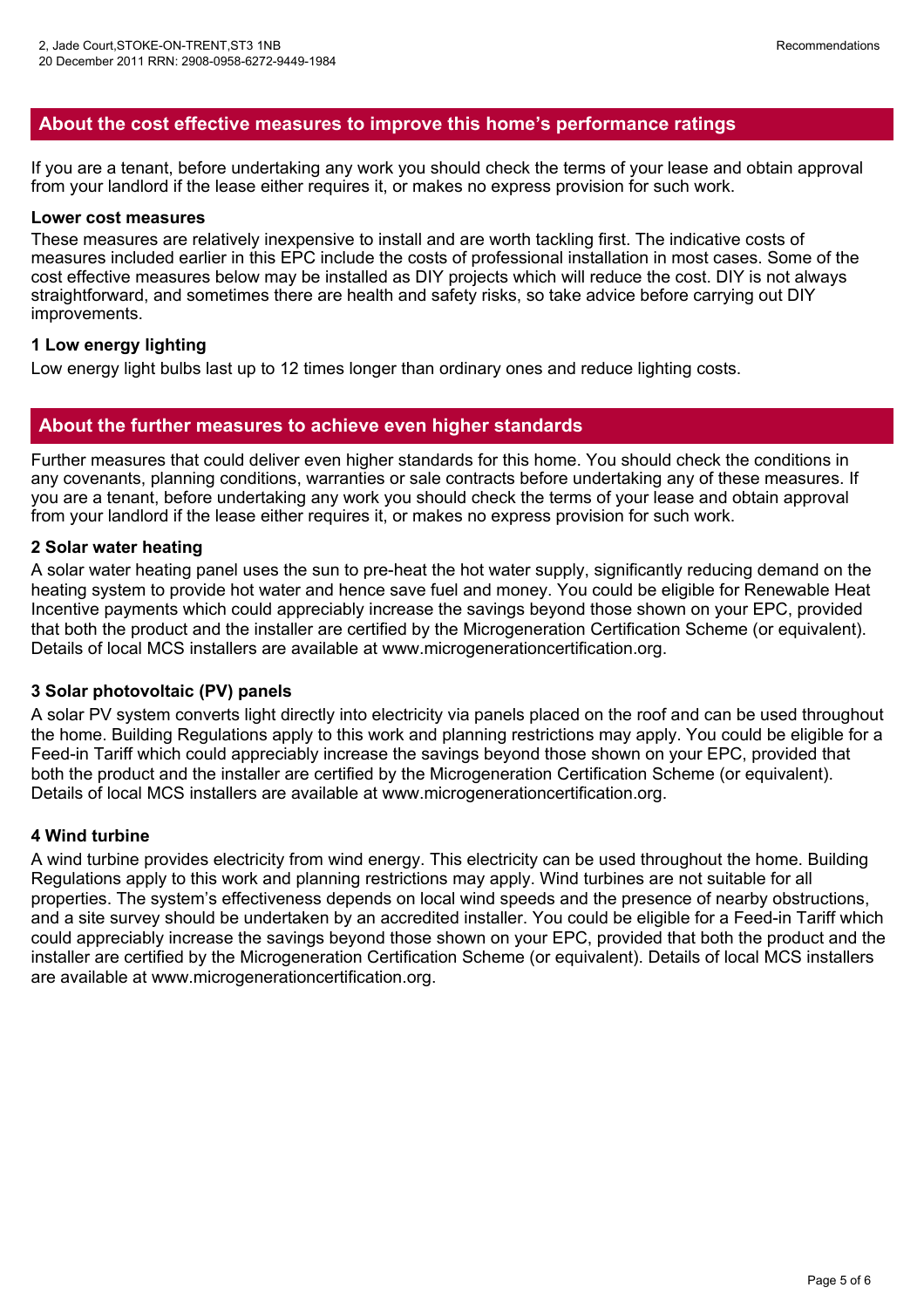## About the cost effective measures to improve this home's performance ratings

If you are a tenant, before undertaking any work you should check the terms of your lease and obtain approval from your landlord if the lease either requires it, or makes no express provision for such work.

**Lower cost measures**

These measures are relatively inexpensive to install and are worth tackling first. The indicative costs of measures included earlier in this EPC include the costs of professional installation in most cases. Some of the cost effective measures below may be installed as DIY projects which will reduce the cost. DIY is not always straightforward, and sometimes there are health and safety risks, so take advice before carrying out DIY improvements.

**1 Low energy lighting**

Low energy light bulbs last up to 12 times longer than ordinary ones and reduce lighting costs.

## About the further measures to achieve even higher standards

Further measures that could deliver even higher standards for this home. You should check the conditions in any covenants, planning conditions, warranties or sale contracts before undertaking any of these measures. If you are a tenant, before undertaking any work you should check the terms of your lease and obtain approval from your landlord if the lease either requires it, or makes no express provision for such work.

**2 Solar water heating**

A solar water heating panel uses the sun to pre-heat the hot water supply, significantly reducing demand on the heating system to provide hot water and hence save fuel and money. You could be eligible for Renewable Heat Incentive payments which could appreciably increase the savings beyond those shown on your EPC, provided that both the product and the installer are certified by the Microgeneration Certification Scheme (or equivalent). Details of local MCS installers are available at www.microgenerationcertification.org.

**3 Solar photovoltaic (PV) panels**

A solar PV system converts light directly into electricity via panels placed on the roof and can be used throughout the home. Building Regulations apply to this work and planning restrictions may apply. You could be eligible for a Feed-in Tariff which could appreciably increase the savings beyond those shown on your EPC, provided that both the product and the installer are certified by the Microgeneration Certification Scheme (or equivalent). Details of local MCS installers are available at www.microgenerationcertification.org.

**4 Wind turbine**

A wind turbine provides electricity from wind energy. This electricity can be used throughout the home. Building Regulations apply to this work and planning restrictions may apply. Wind turbines are not suitable for all properties. The system's effectiveness depends on local wind speeds and the presence of nearby obstructions, and a site survey should be undertaken by an accredited installer. You could be eligible for a Feed-in Tariff which could appreciably increase the savings beyond those shown on your EPC, provided that both the product and the installer are certified by the Microgeneration Certification Scheme (or equivalent). Details of local MCS installers are available at www.microgenerationcertification.org.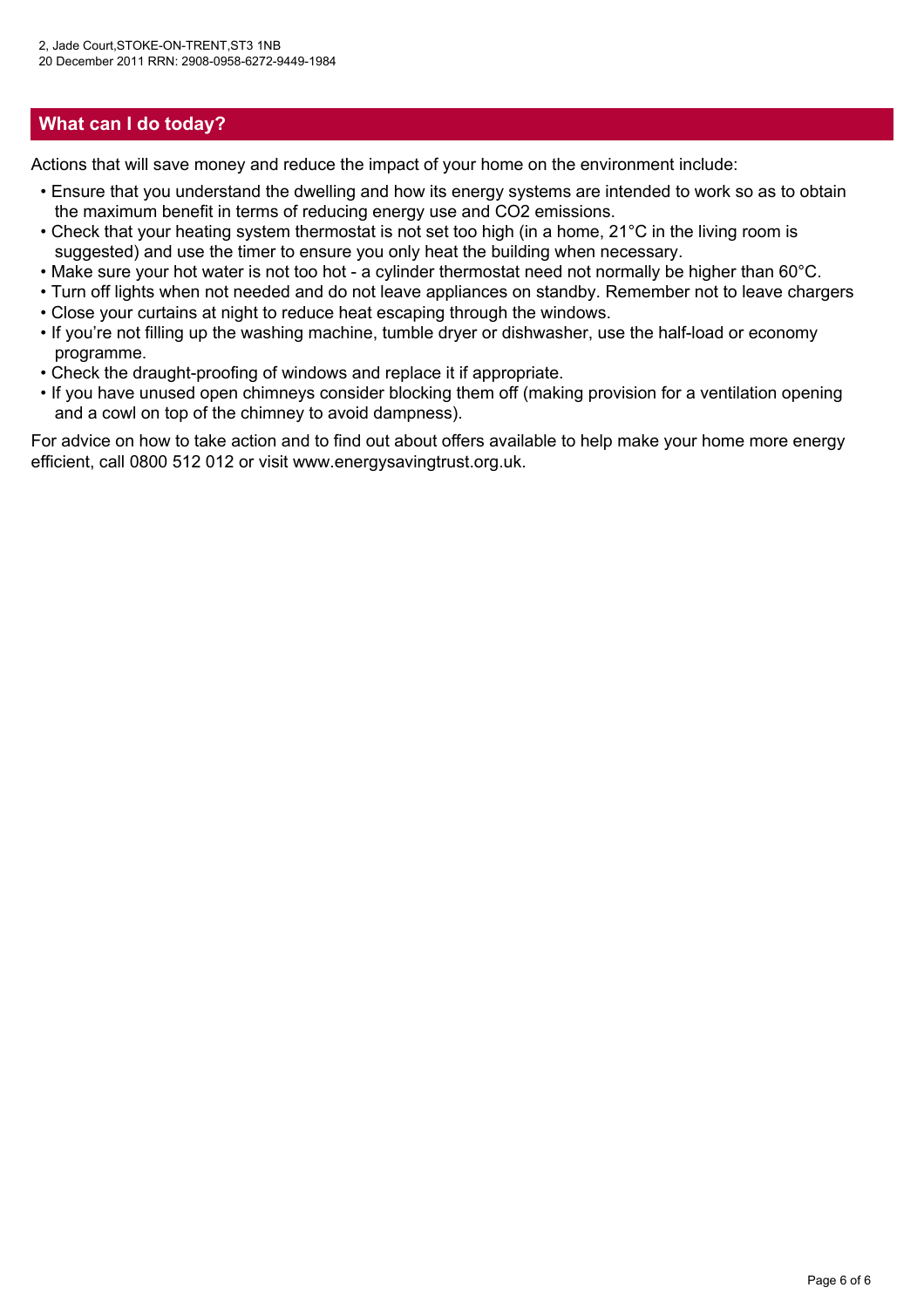2, Jade Court,STOKE-ON-TRENT,ST3 1NB
20 December 2011 RRN: 2908-0958-6272-9449-1984

## What can I do today?

Actions that will save money and reduce the impact of your home on the environment include:

- Ensure that you understand the dwelling and how its energy systems are intended to work so as to obtain the maximum benefit in terms of reducing energy use and $CO_2$ emissions.
- Check that your heating system thermostat is not set too high (in a home, 21°C in the living room is suggested) and use the timer to ensure you only heat the building when necessary.
- Make sure your hot water is not too hot - a cylinder thermostat need not normally be higher than 60°C.
- Turn off lights when not needed and do not leave appliances on standby. Remember not to leave chargers
- Close your curtains at night to reduce heat escaping through the windows.
- If you're not filling up the washing machine, tumble dryer or dishwasher, use the half-load or economy programme.
- Check the draught-proofing of windows and replace it if appropriate.
- If you have unused open chimneys consider blocking them off (making provision for a ventilation opening and a cowl on top of the chimney to avoid dampness).

For advice on how to take action and to find out about offers available to help make your home more energy efficient, call 0800 512 012 or visit www.energysavingtrust.org.uk.